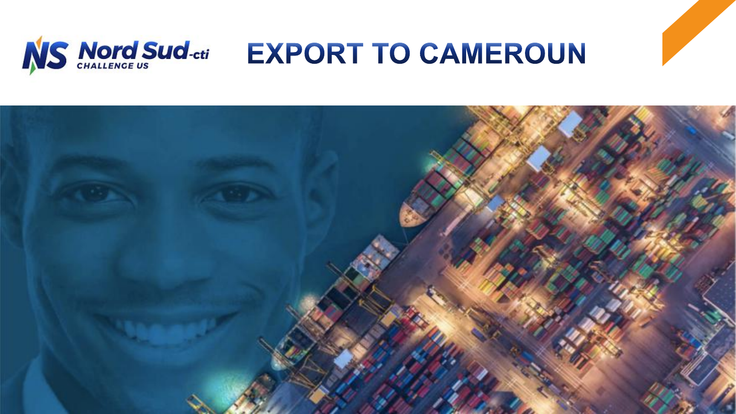# EXPORT TO CAMEROUN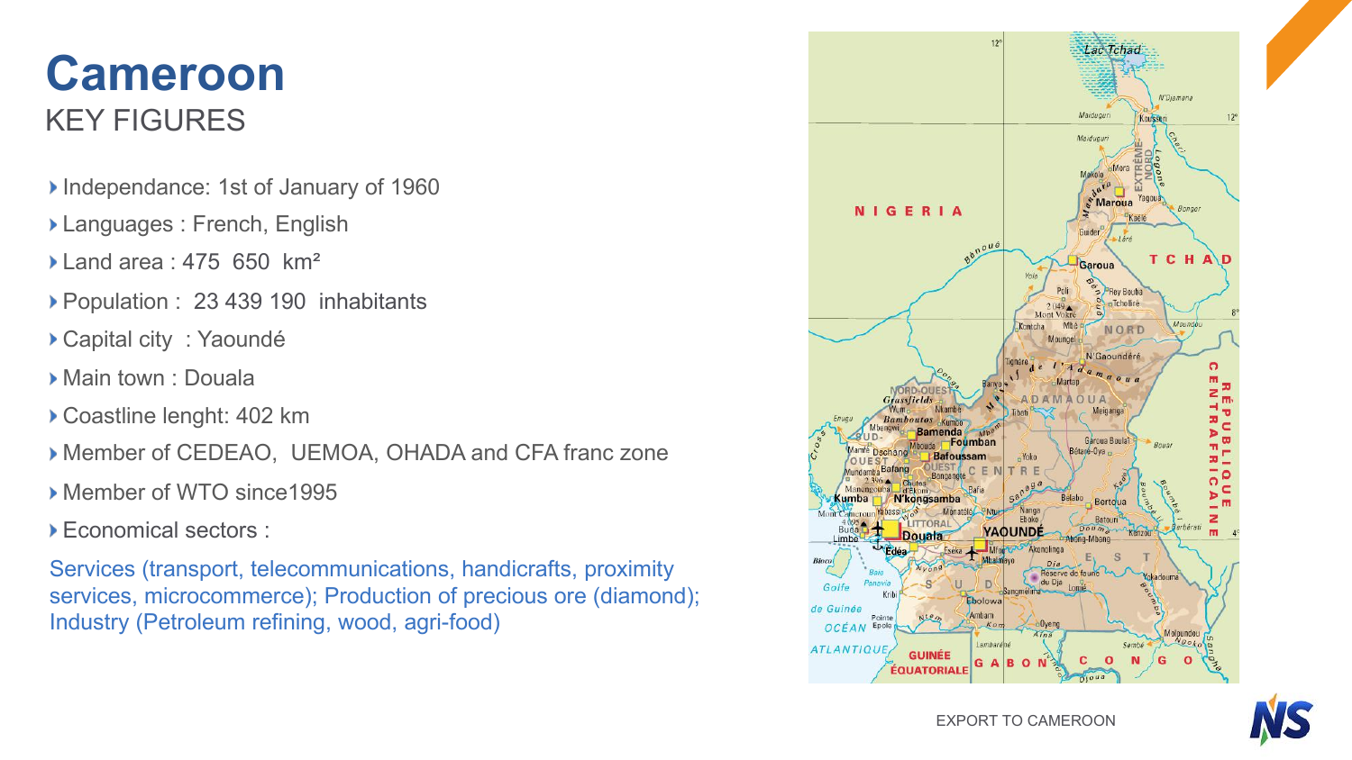# Cameroon

## KEY FIGURES

- Independance: 1st of January of 1960
- Languages : French, English
- Land area : 475 650 km²
- Population : 23 439 190 inhabitants
- Capital city : Yaoundé
- Main town : Douala
- Coastline lenght: 402 km
- Member of CEDEAO, UEMOA, OHADA and CFA franc zone
- Member of WTO since1995
- Economical sectors :

Services (transport, telecommunications, handicrafts, proximity services, microcommerce); Production of precious ore (diamond); Industry (Petroleum refining, wood, agri-food)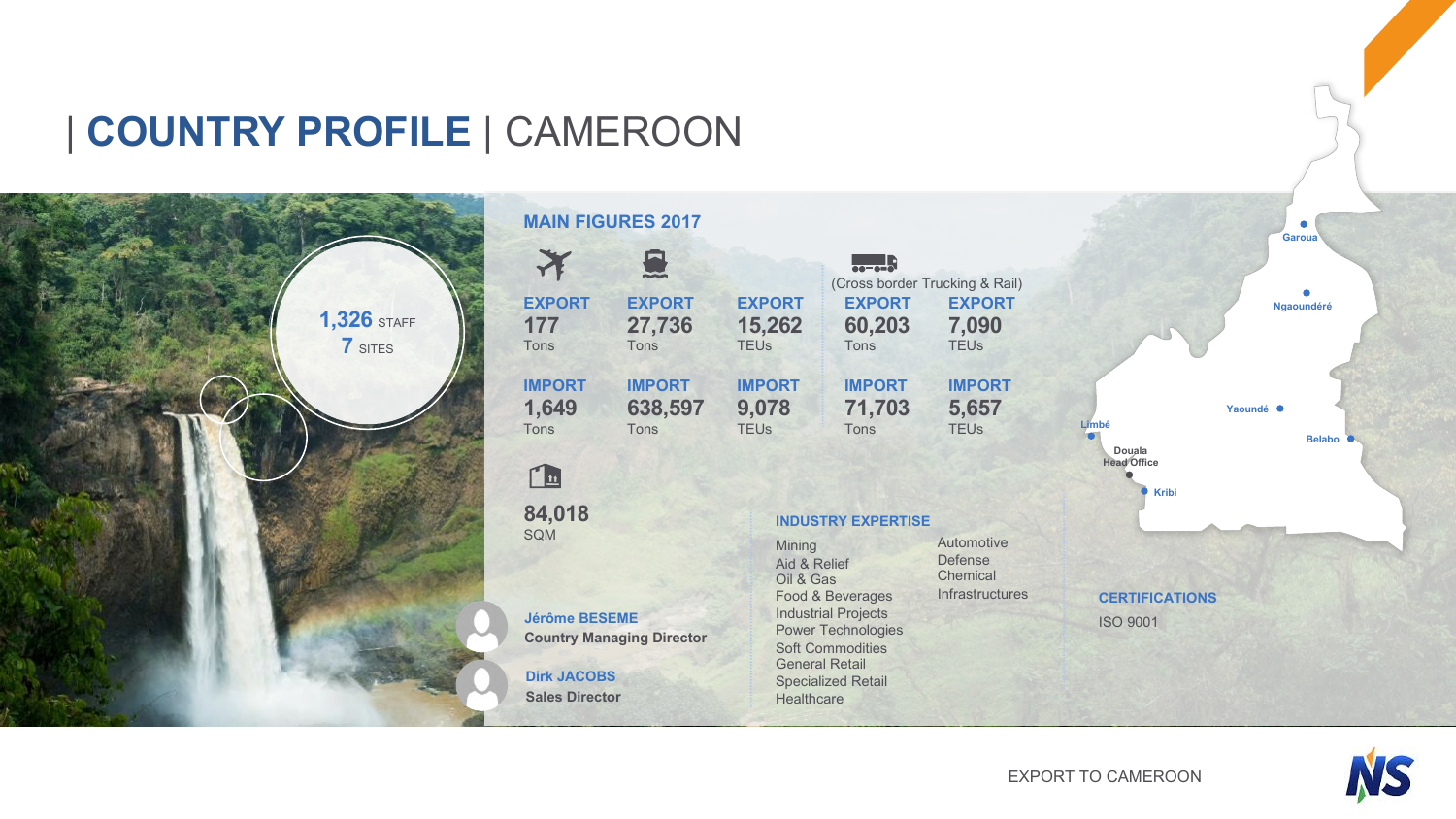# | COUNTRY PROFILE | CAMEROON

**1,326** STAFF
**7** SITES

## MAIN FIGURES 2017

| Air | | Sea | | (Cross border Trucking & Rail) | |
|---|---|---|---|---|---|
| | **EXPORT** 177 Tons | **EXPORT** 27,736 Tons | **EXPORT** 15,262 TEUs | **EXPORT** 60,203 Tons | **EXPORT** 7,090 TEUs |
| | **IMPORT** 1,649 Tons | **IMPORT** 638,597 Tons | **IMPORT** 9,078 TEUs | **IMPORT** 71,703 Tons | **IMPORT** 5,657 TEUs |

**84,018**
SQM

**Jérôme BESEME**
**Country Managing Director**

**Dirk JACOBS**
**Sales Director**

### INDUSTRY EXPERTISE

- Mining
- Aid & Relief
- Oil & Gas
- Food & Beverages
- Industrial Projects
- Power Technologies
- Soft Commodities
- General Retail
- Specialized Retail
- Healthcare
- Automotive
- Defense
- Chemical
- Infrastructures

Garoua
Ngaoundéré
Yaoundé
Belabo
Limbé
Douala Head Office
Kribi

### CERTIFICATIONS

ISO 9001

EXPORT TO CAMEROON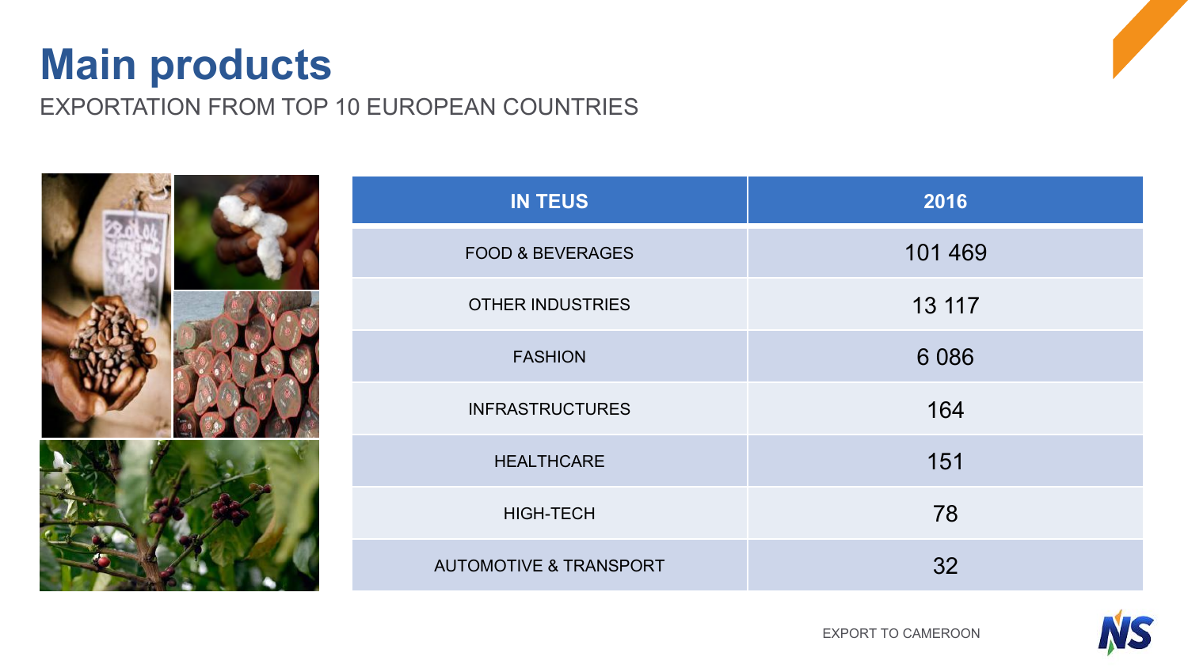# Main products

EXPORTATION FROM TOP 10 EUROPEAN COUNTRIES

| IN TEUS | 2016 |
| --- | --- |
| FOOD & BEVERAGES | 101 469 |
| OTHER INDUSTRIES | 13 117 |
| FASHION | 6 086 |
| INFRASTRUCTURES | 164 |
| HEALTHCARE | 151 |
| HIGH-TECH | 78 |
| AUTOMOTIVE & TRANSPORT | 32 |

EXPORT TO CAMEROON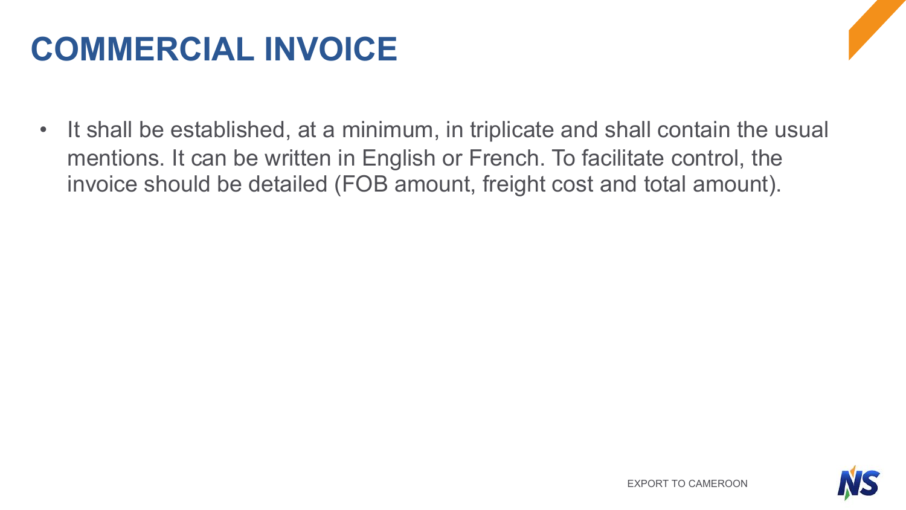# COMMERCIAL INVOICE

- It shall be established, at a minimum, in triplicate and shall contain the usual mentions. It can be written in English or French. To facilitate control, the invoice should be detailed (FOB amount, freight cost and total amount).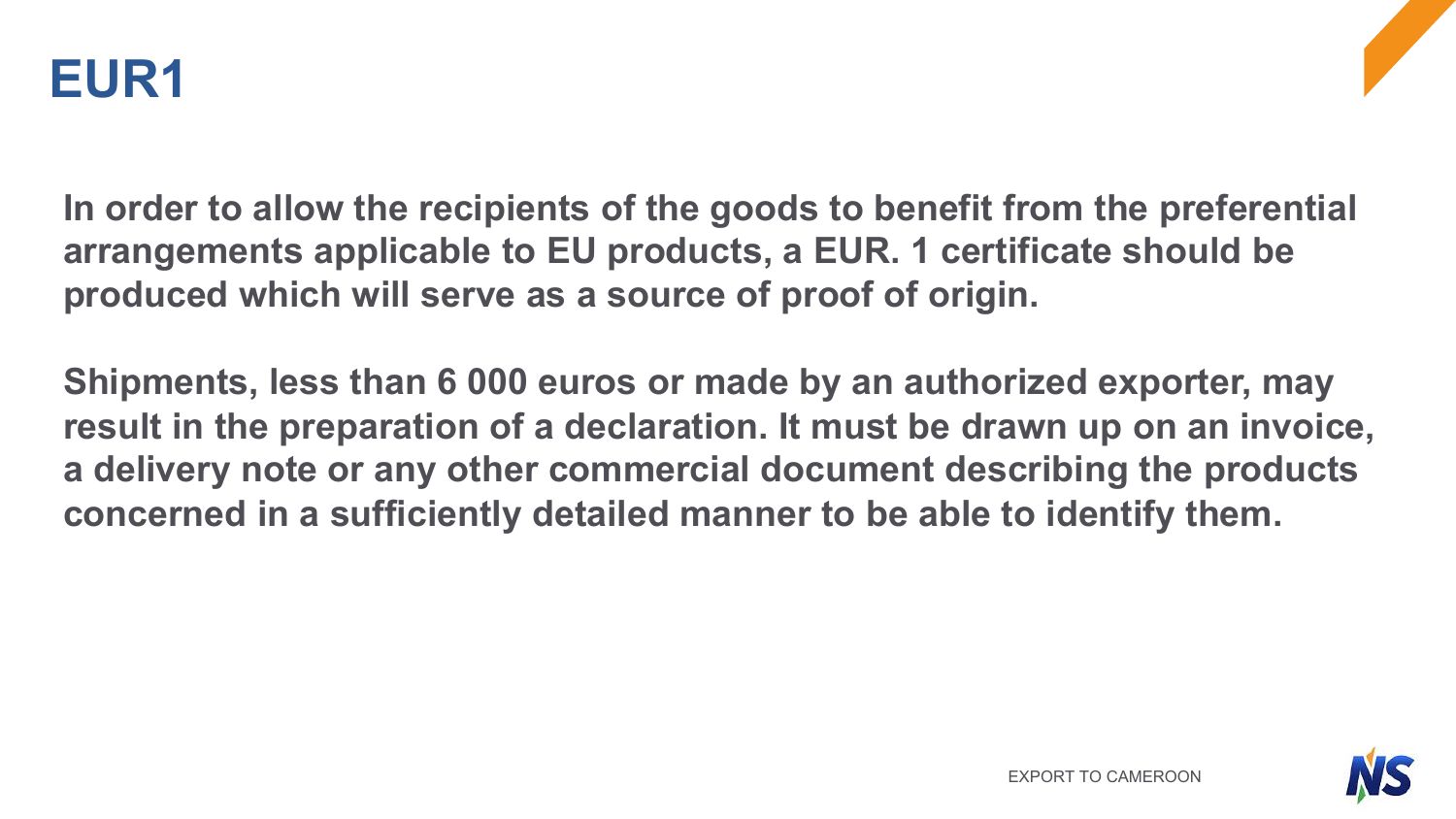# EUR1

**In order to allow the recipients of the goods to benefit from the preferential arrangements applicable to EU products, a EUR. 1 certificate should be produced which will serve as a source of proof of origin.**

**Shipments, less than 6 000 euros or made by an authorized exporter, may result in the preparation of a declaration. It must be drawn up on an invoice, a delivery note or any other commercial document describing the products concerned in a sufficiently detailed manner to be able to identify them.**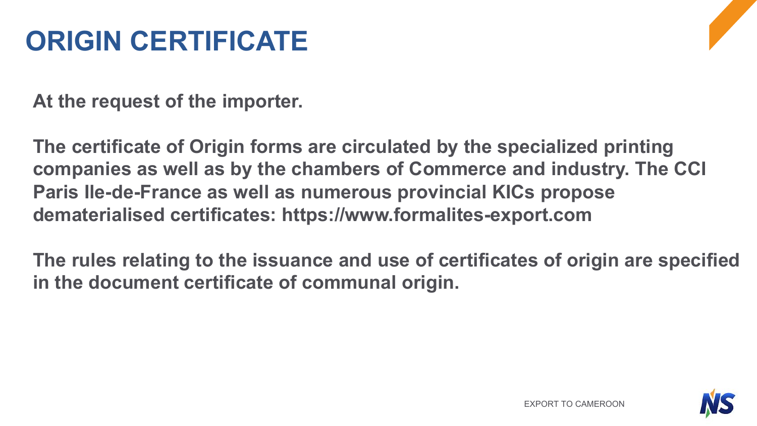# ORIGIN CERTIFICATE

**At the request of the importer.**

**The certificate of Origin forms are circulated by the specialized printing companies as well as by the chambers of Commerce and industry. The CCI Paris Ile-de-France as well as numerous provincial KICs propose dematerialised certificates: https://www.formalites-export.com**

**The rules relating to the issuance and use of certificates of origin are specified in the document certificate of communal origin.**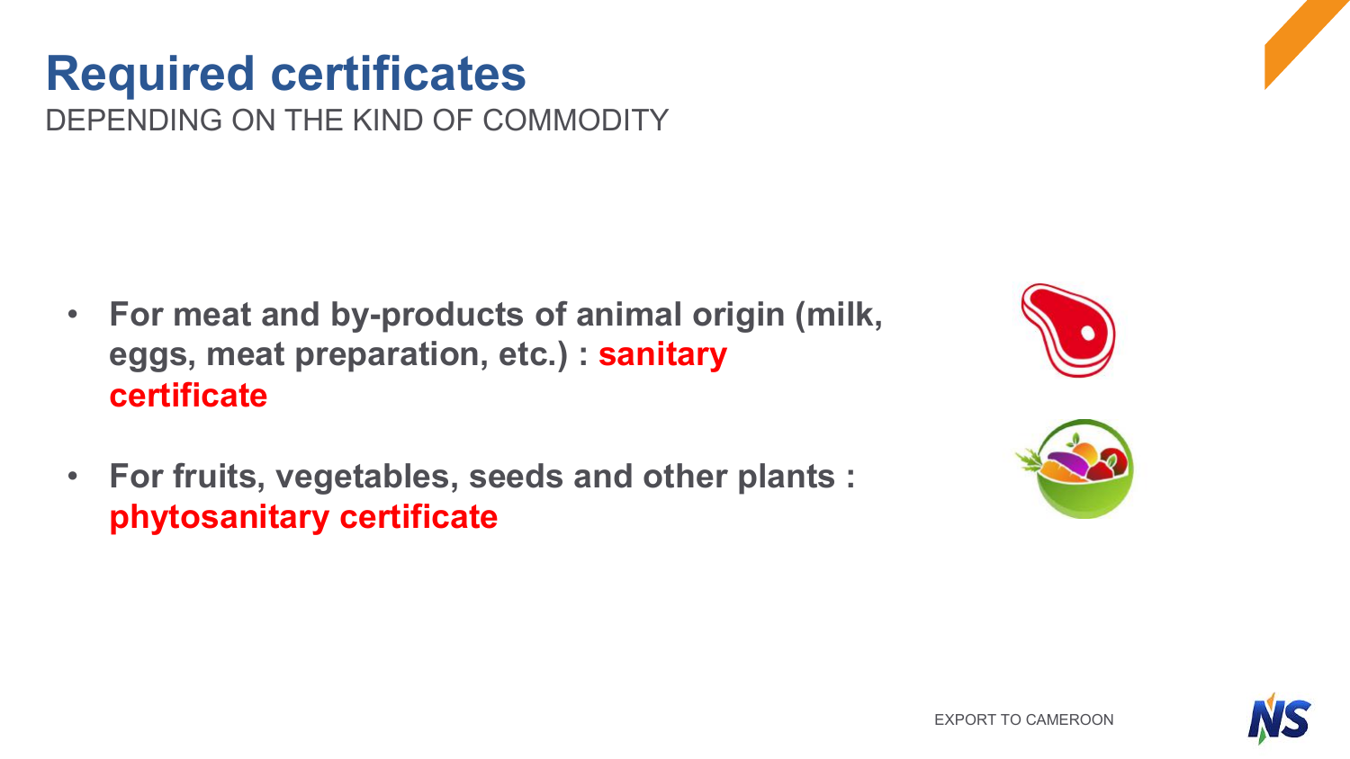# Required certificates

DEPENDING ON THE KIND OF COMMODITY

- **For meat and by-products of animal origin (milk, eggs, meat preparation, etc.) : sanitary certificate**
- **For fruits, vegetables, seeds and other plants : phytosanitary certificate**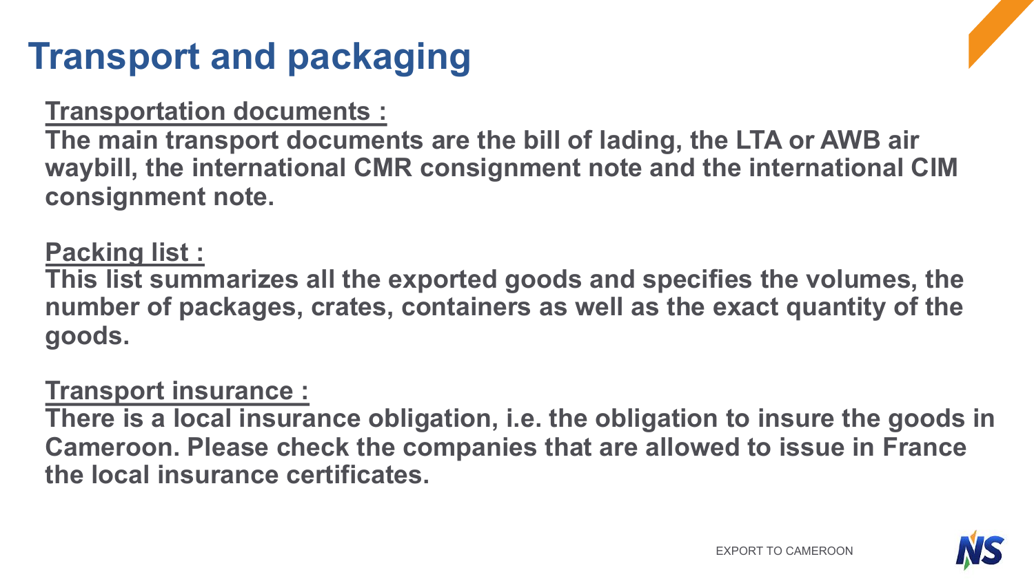# Transport and packaging

**Transportation documents :**

**The main transport documents are the bill of lading, the LTA or AWB air waybill, the international CMR consignment note and the international CIM consignment note.**

**Packing list :**

**This list summarizes all the exported goods and specifies the volumes, the number of packages, crates, containers as well as the exact quantity of the goods.**

**Transport insurance :**

**There is a local insurance obligation, i.e. the obligation to insure the goods in Cameroon. Please check the companies that are allowed to issue in France the local insurance certificates.**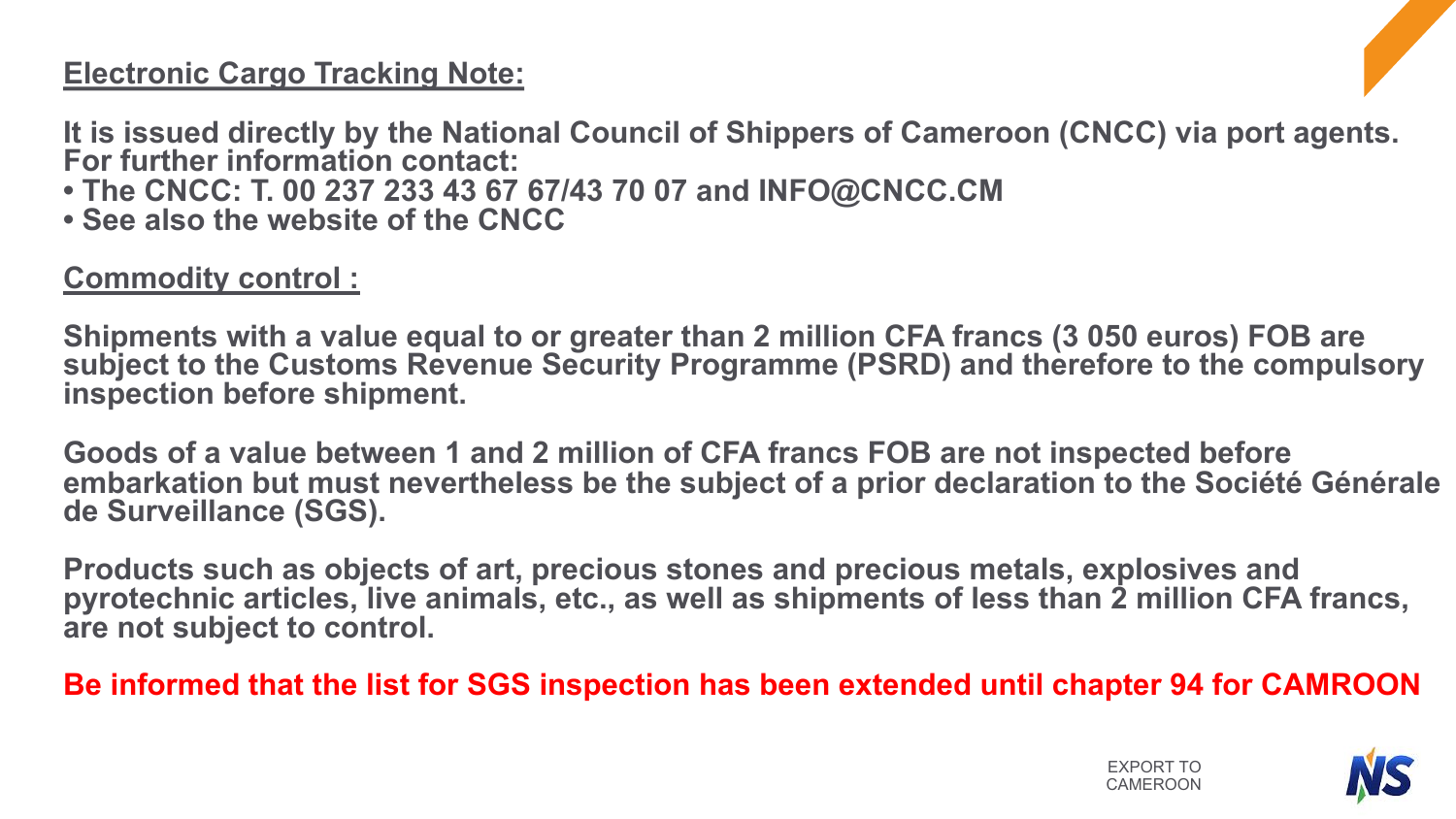## Electronic Cargo Tracking Note:

**It is issued directly by the National Council of Shippers of Cameroon (CNCC) via port agents. For further information contact:**

- **The CNCC: T. 00 237 233 43 67 67/43 70 07 and INFO@CNCC.CM**
- **See also the website of the CNCC**

## Commodity control :

**Shipments with a value equal to or greater than 2 million CFA francs (3 050 euros) FOB are subject to the Customs Revenue Security Programme (PSRD) and therefore to the compulsory inspection before shipment.**

**Goods of a value between 1 and 2 million of CFA francs FOB are not inspected before embarkation but must nevertheless be the subject of a prior declaration to the Société Générale de Surveillance (SGS).**

**Products such as objects of art, precious stones and precious metals, explosives and pyrotechnic articles, live animals, etc., as well as shipments of less than 2 million CFA francs, are not subject to control.**

**Be informed that the list for SGS inspection has been extended until chapter 94 for CAMROON**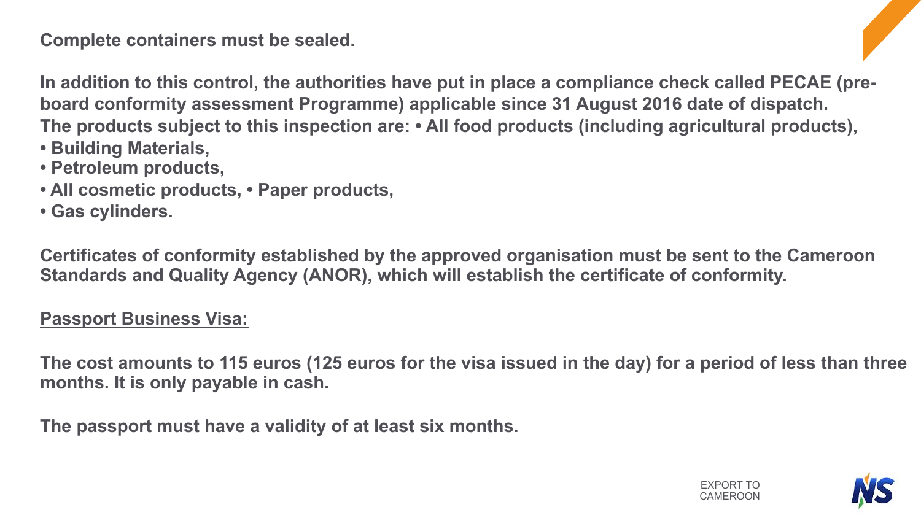**Complete containers must be sealed.**

**In addition to this control, the authorities have put in place a compliance check called PECAE (pre-board conformity assessment Programme) applicable since 31 August 2016 date of dispatch.**
**The products subject to this inspection are: • All food products (including agricultural products),**
**• Building Materials,**
**• Petroleum products,**
**• All cosmetic products, • Paper products,**
**• Gas cylinders.**

**Certificates of conformity established by the approved organisation must be sent to the Cameroon Standards and Quality Agency (ANOR), which will establish the certificate of conformity.**

**<u>Passport Business Visa:</u>**

**The cost amounts to 115 euros (125 euros for the visa issued in the day) for a period of less than three months. It is only payable in cash.**

**The passport must have a validity of at least six months.**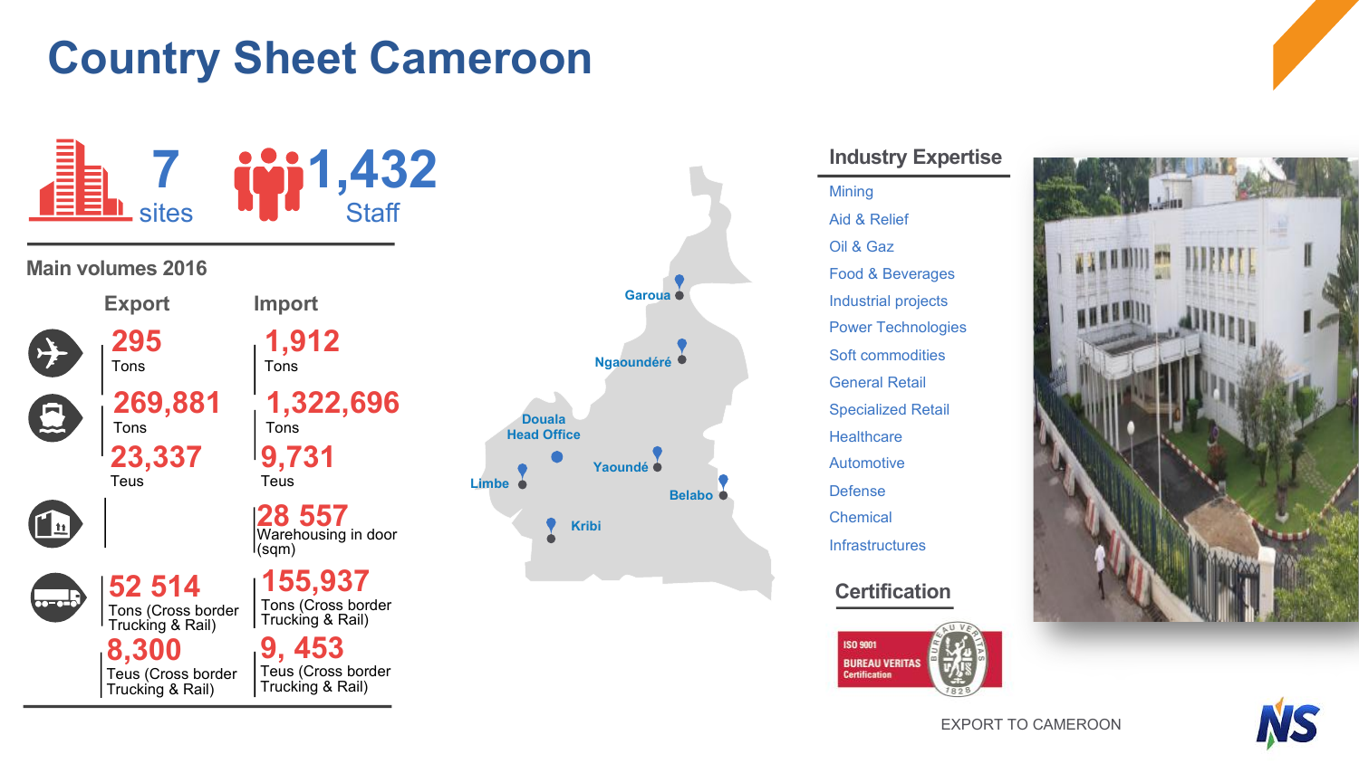# Country Sheet Cameroon

**7** sites

**1,432** Staff

## Main volumes 2016

| | Export | Import |
|---|---|---|
| Air | 295 Tons | 1,912 Tons |
| Sea | 269,881 Tons | 1,322,696 Tons |
| Sea | 23,337 Teus | 9,731 Teus |
| Warehousing | | 28 557 Warehousing in door (sqm) |
| Trucking | 52 514 Tons (Cross border Trucking & Rail) | 155,937 Tons (Cross border Trucking & Rail) |
| Trucking | 8,300 Teus (Cross border Trucking & Rail) | 9, 453 Teus (Cross border Trucking & Rail) |

Garoua

Ngaoundéré

Douala Head Office

Yaoundé

Limbe

Belabo

Kribi

## Industry Expertise

- Mining
- Aid & Relief
- Oil & Gaz
- Food & Beverages
- Industrial projects
- Power Technologies
- Soft commodities
- General Retail
- Specialized Retail
- Healthcare
- Automotive
- Defense
- Chemical
- Infrastructures

## Certification

ISO 9001 BUREAU VERITAS Certification

EXPORT TO CAMEROON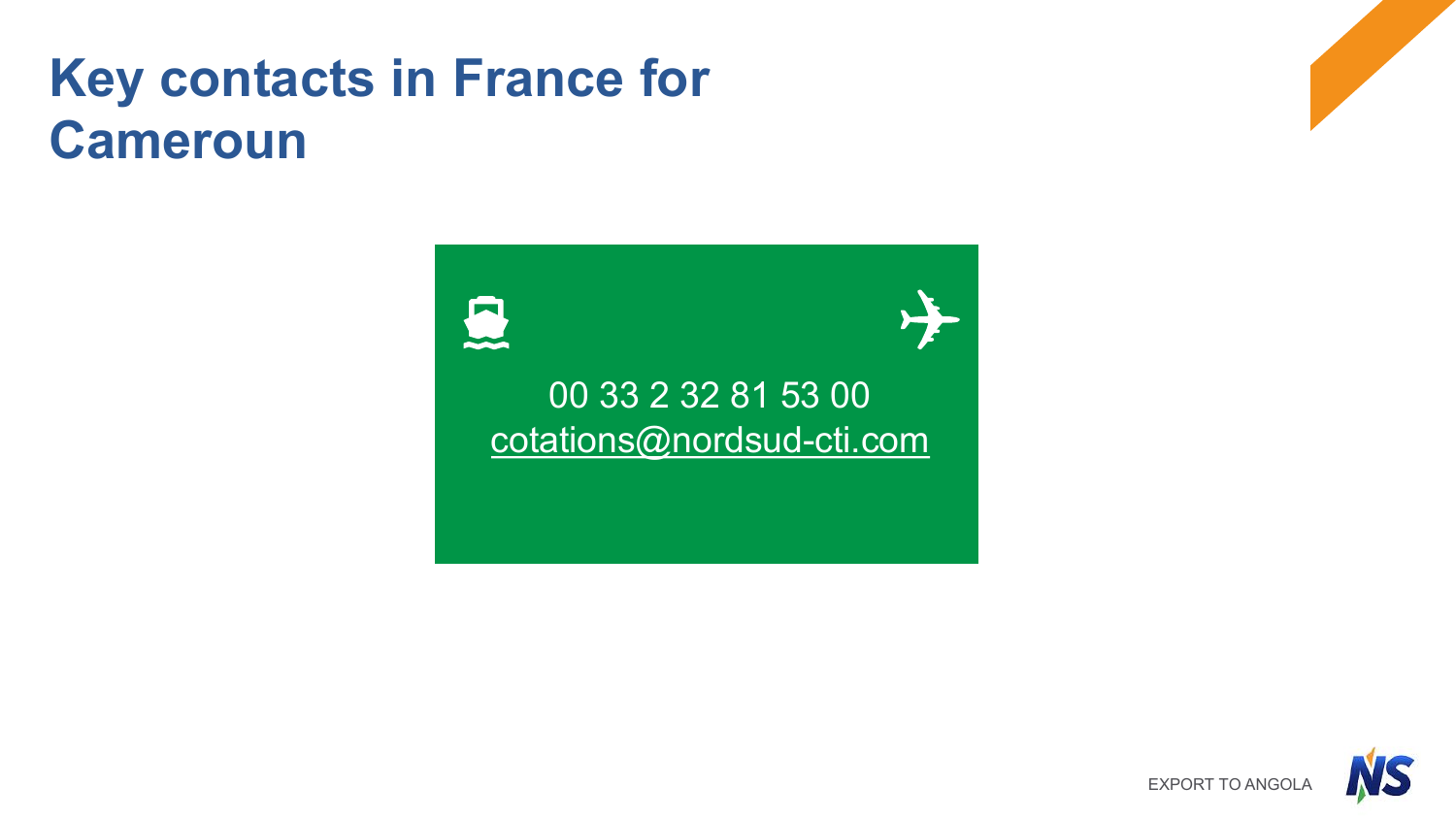# Key contacts in France for Cameroun

00 33 2 32 81 53 00
cotations@nordsud-cti.com